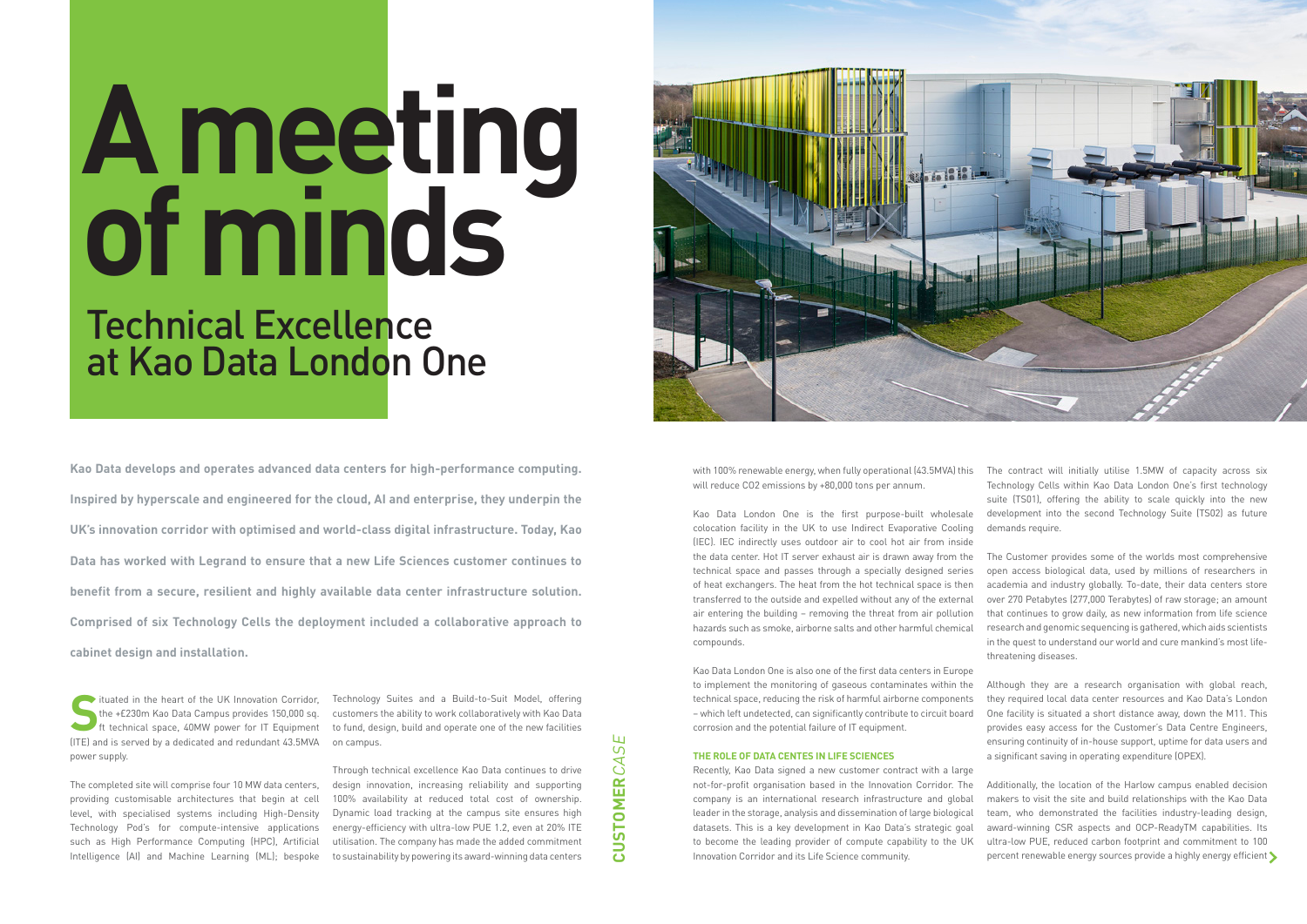# A meeting of minds

## Technical Excellence at Kao Data London One

**Kao Data develops and operates advanced data centers for high-performance computing. Inspired by hyperscale and engineered for the cloud, AI and enterprise, they underpin the UK's innovation corridor with optimised and world-class digital infrastructure. Today, Kao Data has worked with Legrand to ensure that a new Life Sciences customer continues to benefit from a secure, resilient and highly available data center infrastructure solution. Comprised of six Technology Cells the deployment included a collaborative approach to cabinet design and installation.**

Situated in the heart of the UK Innovation Corridor, the +£230m Kao Data Campus provides 150,000 sq. ft technical space, 40MW power for IT Equipment (ITE) and is served by a dedicated and redundant 43.5MVA power supply.

The completed site will comprise four 10 MW data centers, providing customisable architectures that begin at cell level, with specialised systems including High-Density Technology Pod's for compute-intensive applications such as High Performance Computing (HPC), Artificial Intelligence (AI) and Machine Learning (ML); bespoke Technology Suites and a Build-to-Suit Model, offering customers the ability to work collaboratively with Kao Data to fund, design, build and operate one of the new facilities on campus.

Through technical excellence Kao Data continues to drive design innovation, increasing reliability and supporting 100% availability at reduced total cost of ownership. Dynamic load tracking at the campus site ensures high energy-efficiency with ultra-low PUE 1.2, even at 20% ITE utilisation. The company has made the added commitment to sustainability by powering its award-winning data centers with 100% renewable energy, when fully operational (43.5MVA) this will reduce CO2 emissions by +80,000 tons per annum.

Kao Data London One is the first purpose-built wholesale colocation facility in the UK to use Indirect Evaporative Cooling (IEC). IEC indirectly uses outdoor air to cool hot air from inside the data center. Hot IT server exhaust air is drawn away from the technical space and passes through a specially designed series of heat exchangers. The heat from the hot technical space is then transferred to the outside and expelled without any of the external air entering the building – removing the threat from air pollution hazards such as smoke, airborne salts and other harmful chemical compounds.

Kao Data London One is also one of the first data centers in Europe to implement the monitoring of gaseous contaminates within the technical space, reducing the risk of harmful airborne components – which left undetected, can significantly contribute to circuit board corrosion and the potential failure of IT equipment.

### THE ROLE OF DATA CENTES IN LIFE SCIENCES

Recently, Kao Data signed a new customer contract with a large not-for-profit organisation based in the Innovation Corridor. The company is an international research infrastructure and global leader in the storage, analysis and dissemination of large biological datasets. This is a key development in Kao Data's strategic goal to become the leading provider of compute capability to the UK Innovation Corridor and its Life Science community.

The contract will initially utilise 1.5MW of capacity across six Technology Cells within Kao Data London One's first technology suite (TS01), offering the ability to scale quickly into the new development into the second Technology Suite (TS02) as future demands require.

The Customer provides some of the worlds most comprehensive open access biological data, used by millions of researchers in academia and industry globally. To-date, their data centers store over 270 Petabytes (277,000 Terabytes) of raw storage; an amount that continues to grow daily, as new information from life science research and genomic sequencing is gathered, which aids scientists in the quest to understand our world and cure mankind's most life-threatening diseases.

Although they are a research organisation with global reach, they required local data center resources and Kao Data's London One facility is situated a short distance away, down the M11. This provides easy access for the Customer's Data Centre Engineers, ensuring continuity of in-house support, uptime for data users and a significant saving in operating expenditure (OPEX).

Additionally, the location of the Harlow campus enabled decision makers to visit the site and build relationships with the Kao Data team, who demonstrated the facilities industry-leading design, award-winning CSR aspects and OCP-ReadyTM capabilities. Its ultra-low PUE, reduced carbon footprint and commitment to 100 percent renewable energy sources provide a highly energy efficient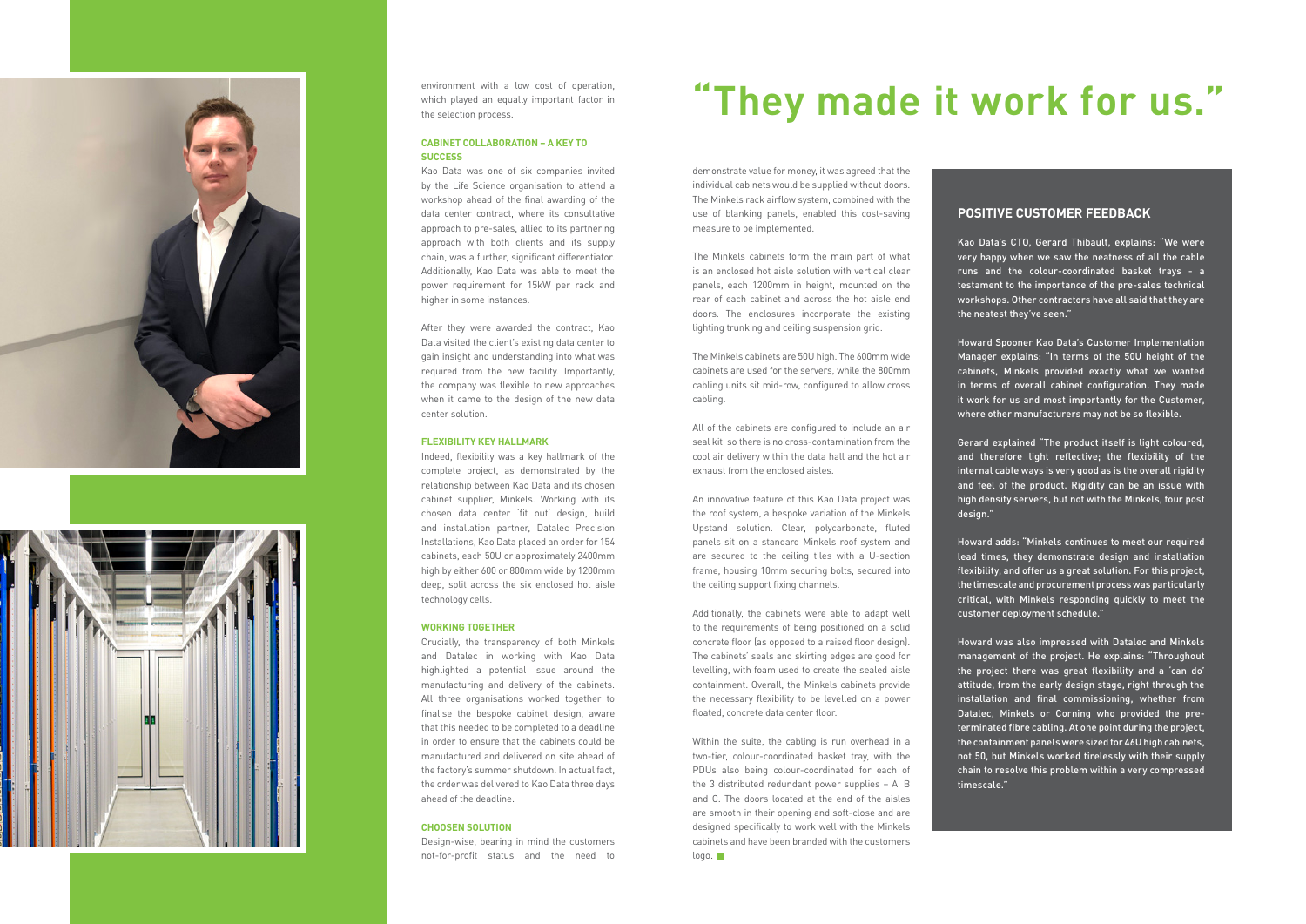environment with a low cost of operation, which played an equally important factor in the selection process.

### CABINET COLLABORATION – A KEY TO SUCCESS

Kao Data was one of six companies invited by the Life Science organisation to attend a workshop ahead of the final awarding of the data center contract, where its consultative approach to pre-sales, allied to its partnering approach with both clients and its supply chain, was a further, significant differentiator. Additionally, Kao Data was able to meet the power requirement for 15kW per rack and higher in some instances.

After they were awarded the contract, Kao Data visited the client's existing data center to gain insight and understanding into what was required from the new facility. Importantly, the company was flexible to new approaches when it came to the design of the new data center solution.

### FLEXIBILITY KEY HALLMARK

Indeed, flexibility was a key hallmark of the complete project, as demonstrated by the relationship between Kao Data and its chosen cabinet supplier, Minkels. Working with its chosen data center 'fit out' design, build and installation partner, Datalec Precision Installations, Kao Data placed an order for 154 cabinets, each 50U or approximately 2400mm high by either 600 or 800mm wide by 1200mm deep, split across the six enclosed hot aisle technology cells.

### WORKING TOGETHER

Crucially, the transparency of both Minkels and Datalec in working with Kao Data highlighted a potential issue around the manufacturing and delivery of the cabinets. All three organisations worked together to finalise the bespoke cabinet design, aware that this needed to be completed to a deadline in order to ensure that the cabinets could be manufactured and delivered on site ahead of the factory's summer shutdown. In actual fact, the order was delivered to Kao Data three days ahead of the deadline.

### CHOOSEN SOLUTION

Design-wise, bearing in mind the customers not-for-profit status and the need to demonstrate value for money, it was agreed that the individual cabinets would be supplied without doors. The Minkels rack airflow system, combined with the use of blanking panels, enabled this cost-saving measure to be implemented.

The Minkels cabinets form the main part of what is an enclosed hot aisle solution with vertical clear panels, each 1200mm in height, mounted on the rear of each cabinet and across the hot aisle end doors. The enclosures incorporate the existing lighting trunking and ceiling suspension grid.

The Minkels cabinets are 50U high. The 600mm wide cabinets are used for the servers, while the 800mm cabling units sit mid-row, configured to allow cross cabling.

All of the cabinets are configured to include an air seal kit, so there is no cross-contamination from the cool air delivery within the data hall and the hot air exhaust from the enclosed aisles.

An innovative feature of this Kao Data project was the roof system, a bespoke variation of the Minkels Upstand solution. Clear, polycarbonate, fluted panels sit on a standard Minkels roof system and are secured to the ceiling tiles with a U-section frame, housing 10mm securing bolts, secured into the ceiling support fixing channels.

Additionally, the cabinets were able to adapt well to the requirements of being positioned on a solid concrete floor (as opposed to a raised floor design). The cabinets' seals and skirting edges are good for levelling, with foam used to create the sealed aisle containment. Overall, the Minkels cabinets provide the necessary flexibility to be levelled on a power floated, concrete data center floor.

Within the suite, the cabling is run overhead in a two-tier, colour-coordinated basket tray, with the PDUs also being colour-coordinated for each of the 3 distributed redundant power supplies – A, B and C. The doors located at the end of the aisles are smooth in their opening and soft-close and are designed specifically to work well with the Minkels cabinets and have been branded with the customers logo. ■

# "They made it work for us."

## POSITIVE CUSTOMER FEEDBACK

Kao Data's CTO, Gerard Thibault, explains: "We were very happy when we saw the neatness of all the cable runs and the colour-coordinated basket trays - a testament to the importance of the pre-sales technical workshops. Other contractors have all said that they are the neatest they've seen."

Howard Spooner Kao Data's Customer Implementation Manager explains: "In terms of the 50U height of the cabinets, Minkels provided exactly what we wanted in terms of overall cabinet configuration. They made it work for us and most importantly for the Customer, where other manufacturers may not be so flexible.

Gerard explained "The product itself is light coloured, and therefore light reflective; the flexibility of the internal cable ways is very good as is the overall rigidity and feel of the product. Rigidity can be an issue with high density servers, but not with the Minkels, four post design."

Howard adds: "Minkels continues to meet our required lead times, they demonstrate design and installation flexibility, and offer us a great solution. For this project, the timescale and procurement process was particularly critical, with Minkels responding quickly to meet the customer deployment schedule."

Howard was also impressed with Datalec and Minkels management of the project. He explains: "Throughout the project there was great flexibility and a 'can do' attitude, from the early design stage, right through the installation and final commissioning, whether from Datalec, Minkels or Corning who provided the pre-terminated fibre cabling. At one point during the project, the containment panels were sized for 46U high cabinets, not 50, but Minkels worked tirelessly with their supply chain to resolve this problem within a very compressed timescale."